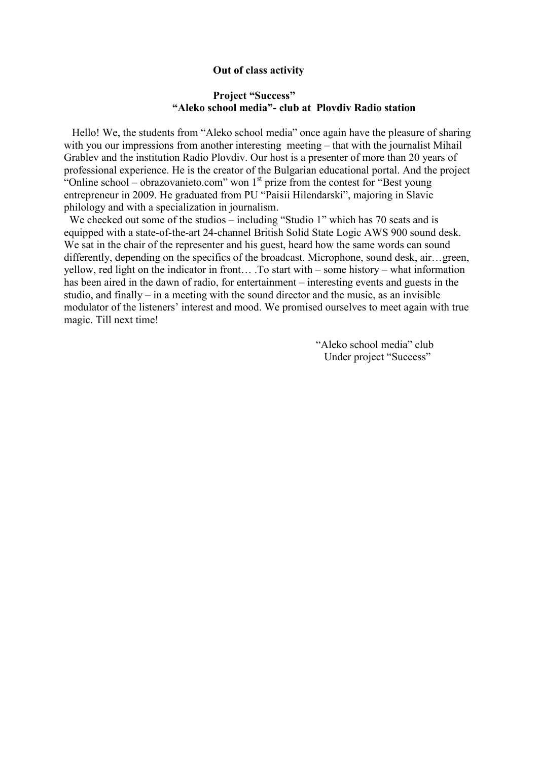**Out of class activity**

**Project “Success”**
**“Aleko school media”- club at Plovdiv Radio station**

Hello! We, the students from “Aleko school media” once again have the pleasure of sharing with you our impressions from another interesting meeting – that with the journalist Mihail Grablev and the institution Radio Plovdiv. Our host is a presenter of more than 20 years of professional experience. He is the creator of the Bulgarian educational portal. And the project “Online school – obrazovanieto.com” won 1st prize from the contest for “Best young entrepreneur in 2009. He graduated from PU “Paisii Hilendarski”, majoring in Slavic philology and with a specialization in journalism.

We checked out some of the studios – including “Studio 1” which has 70 seats and is equipped with a state-of-the-art 24-channel British Solid State Logic AWS 900 sound desk. We sat in the chair of the representer and his guest, heard how the same words can sound differently, depending on the specifics of the broadcast. Microphone, sound desk, air…green, yellow, red light on the indicator in front… .To start with – some history – what information has been aired in the dawn of radio, for entertainment – interesting events and guests in the studio, and finally – in a meeting with the sound director and the music, as an invisible modulator of the listeners’ interest and mood. We promised ourselves to meet again with true magic. Till next time!

“Aleko school media” club
Under project “Success”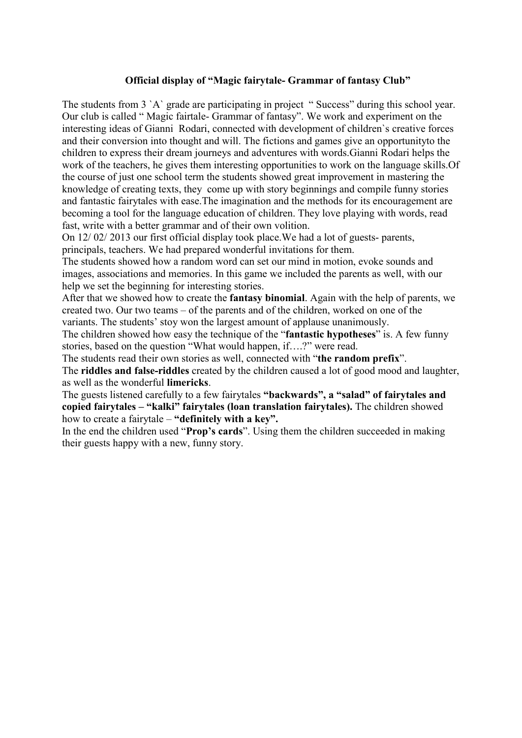**Official display of "Magic fairytale- Grammar of fantasy Club"**

The students from 3 `A` grade are participating in project " Success" during this school year. Our club is called " Magic fairtale- Grammar of fantasy". We work and experiment on the interesting ideas of Gianni Rodari, connected with development of children`s creative forces and their conversion into thought and will. The fictions and games give an opportunityto the children to express their dream journeys and adventures with words.Gianni Rodari helps the work of the teachers, he gives them interesting opportunities to work on the language skills.Of the course of just one school term the students showed great improvement in mastering the knowledge of creating texts, they come up with story beginnings and compile funny stories and fantastic fairytales with ease.The imagination and the methods for its encouragement are becoming a tool for the language education of children. They love playing with words, read fast, write with a better grammar and of their own volition.

On 12/ 02/ 2013 our first official display took place.We had a lot of guests- parents, principals, teachers. We had prepared wonderful invitations for them.

The students showed how a random word can set our mind in motion, evoke sounds and images, associations and memories. In this game we included the parents as well, with our help we set the beginning for interesting stories.

After that we showed how to create the **fantasy binomial**. Again with the help of parents, we created two. Our two teams – of the parents and of the children, worked on one of the variants. The students' stoy won the largest amount of applause unanimously.

The children showed how easy the technique of the "**fantastic hypotheses**" is. A few funny stories, based on the question "What would happen, if….?" were read.

The students read their own stories as well, connected with "**the random prefix**".

The **riddles and false-riddles** created by the children caused a lot of good mood and laughter, as well as the wonderful **limericks**.

The guests listened carefully to a few fairytales **"backwards", a "salad" of fairytales and copied fairytales – "kalki" fairytales (loan translation fairytales).** The children showed how to create a fairytale – **"definitely with a key".**

In the end the children used "**Prop's cards**". Using them the children succeeded in making their guests happy with a new, funny story.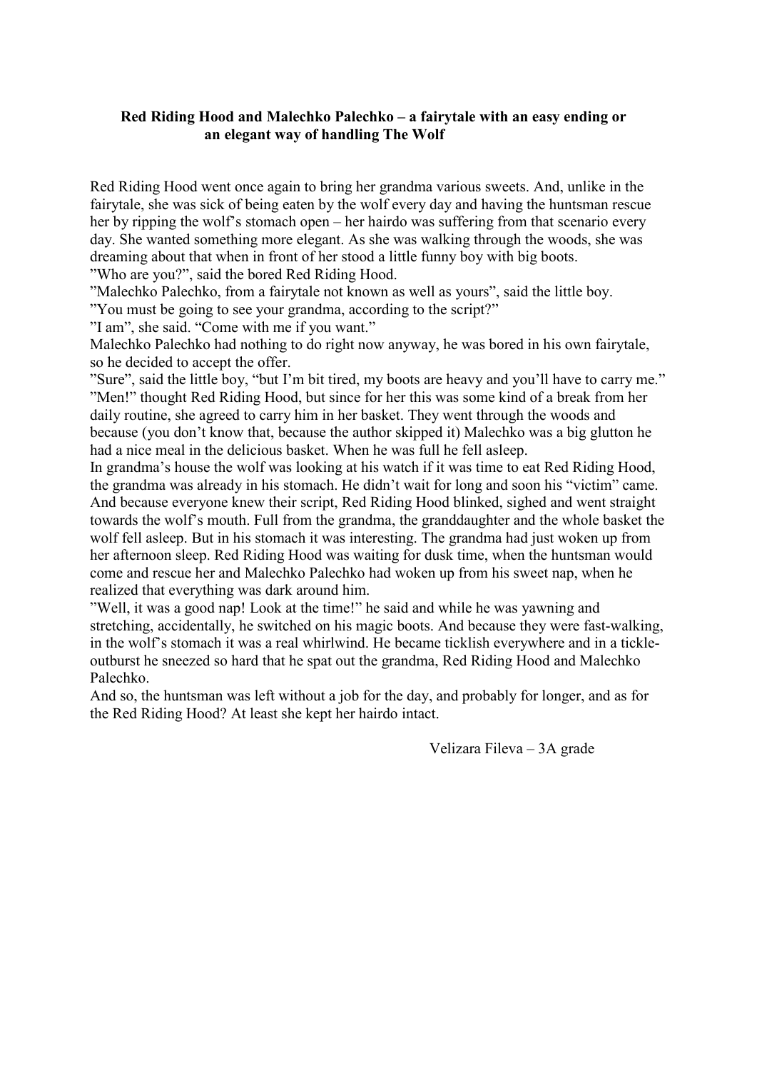**Red Riding Hood and Malechko Palechko – a fairytale with an easy ending or an elegant way of handling The Wolf**

Red Riding Hood went once again to bring her grandma various sweets. And, unlike in the fairytale, she was sick of being eaten by the wolf every day and having the huntsman rescue her by ripping the wolf's stomach open – her hairdo was suffering from that scenario every day. She wanted something more elegant. As she was walking through the woods, she was dreaming about that when in front of her stood a little funny boy with big boots.

"Who are you?", said the bored Red Riding Hood.

"Malechko Palechko, from a fairytale not known as well as yours", said the little boy.

"You must be going to see your grandma, according to the script?"

"I am", she said. "Come with me if you want."

Malechko Palechko had nothing to do right now anyway, he was bored in his own fairytale, so he decided to accept the offer.

"Sure", said the little boy, "but I'm bit tired, my boots are heavy and you'll have to carry me."

"Men!" thought Red Riding Hood, but since for her this was some kind of a break from her daily routine, she agreed to carry him in her basket. They went through the woods and because (you don't know that, because the author skipped it) Malechko was a big glutton he had a nice meal in the delicious basket. When he was full he fell asleep.

In grandma's house the wolf was looking at his watch if it was time to eat Red Riding Hood, the grandma was already in his stomach. He didn't wait for long and soon his "victim" came. And because everyone knew their script, Red Riding Hood blinked, sighed and went straight towards the wolf's mouth. Full from the grandma, the granddaughter and the whole basket the wolf fell asleep. But in his stomach it was interesting. The grandma had just woken up from her afternoon sleep. Red Riding Hood was waiting for dusk time, when the huntsman would come and rescue her and Malechko Palechko had woken up from his sweet nap, when he realized that everything was dark around him.

"Well, it was a good nap! Look at the time!" he said and while he was yawning and stretching, accidentally, he switched on his magic boots. And because they were fast-walking, in the wolf's stomach it was a real whirlwind. He became ticklish everywhere and in a tickle-outburst he sneezed so hard that he spat out the grandma, Red Riding Hood and Malechko Palechko.

And so, the huntsman was left without a job for the day, and probably for longer, and as for the Red Riding Hood? At least she kept her hairdo intact.

Velizara Fileva – 3A grade